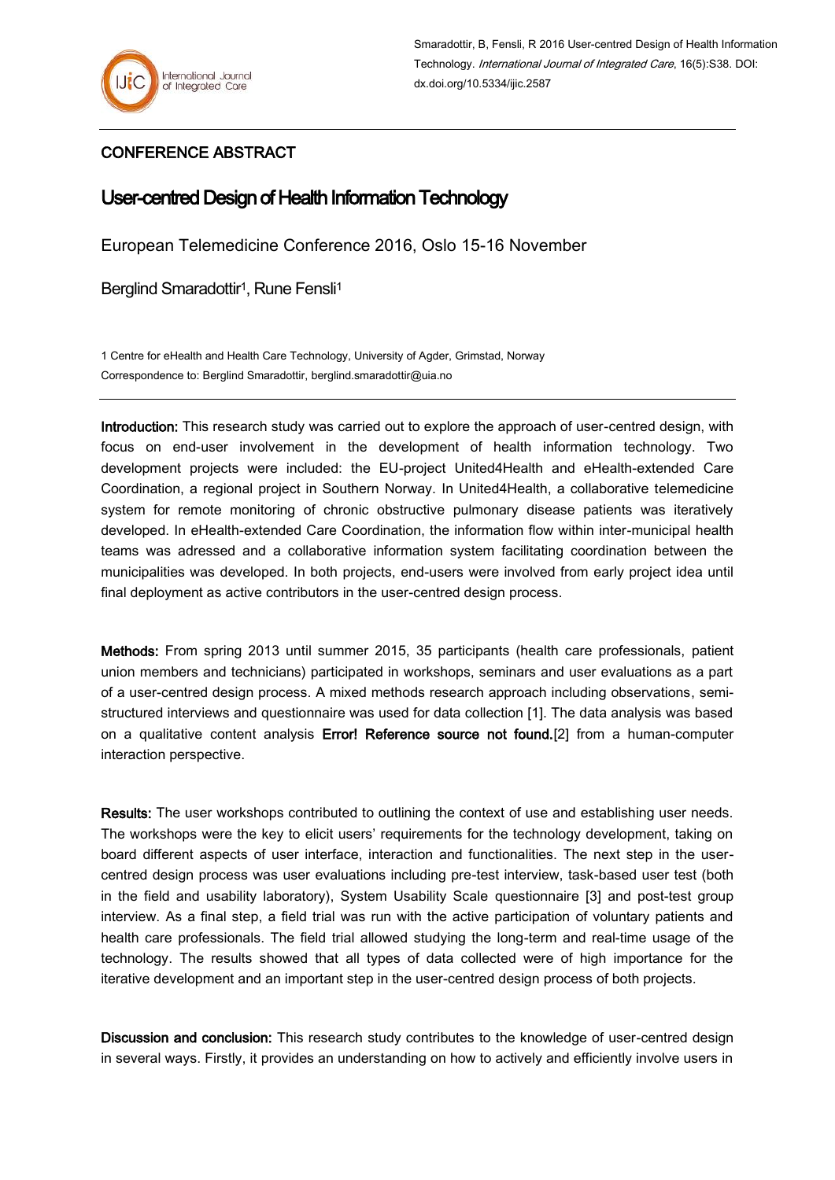Smaradottir, B, Fensli, R 2016 User-centred Design of Health Information Technology. *International Journal of Integrated Care*, 16(5):S38. DOI: dx.doi.org/10.5334/ijic.2587

CONFERENCE ABSTRACT

# User-centred Design of Health Information Technology

European Telemedicine Conference 2016, Oslo 15-16 November

Berglind Smaradottir[1], Rune Fensli[1]

1 Centre for eHealth and Health Care Technology, University of Agder, Grimstad, Norway
Correspondence to: Berglind Smaradottir, berglind.smaradottir@uia.no

---

**Introduction:** This research study was carried out to explore the approach of user-centred design, with focus on end-user involvement in the development of health information technology. Two development projects were included: the EU-project United4Health and eHealth-extended Care Coordination, a regional project in Southern Norway. In United4Health, a collaborative telemedicine system for remote monitoring of chronic obstructive pulmonary disease patients was iteratively developed. In eHealth-extended Care Coordination, the information flow within inter-municipal health teams was adressed and a collaborative information system facilitating coordination between the municipalities was developed. In both projects, end-users were involved from early project idea until final deployment as active contributors in the user-centred design process.

**Methods:** From spring 2013 until summer 2015, 35 participants (health care professionals, patient union members and technicians) participated in workshops, seminars and user evaluations as a part of a user-centred design process. A mixed methods research approach including observations, semi-structured interviews and questionnaire was used for data collection [1]. The data analysis was based on a qualitative content analysis **Error! Reference source not found.**[2] from a human-computer interaction perspective.

**Results:** The user workshops contributed to outlining the context of use and establishing user needs. The workshops were the key to elicit users' requirements for the technology development, taking on board different aspects of user interface, interaction and functionalities. The next step in the user-centred design process was user evaluations including pre-test interview, task-based user test (both in the field and usability laboratory), System Usability Scale questionnaire [3] and post-test group interview. As a final step, a field trial was run with the active participation of voluntary patients and health care professionals. The field trial allowed studying the long-term and real-time usage of the technology. The results showed that all types of data collected were of high importance for the iterative development and an important step in the user-centred design process of both projects.

**Discussion and conclusion:** This research study contributes to the knowledge of user-centred design in several ways. Firstly, it provides an understanding on how to actively and efficiently involve users in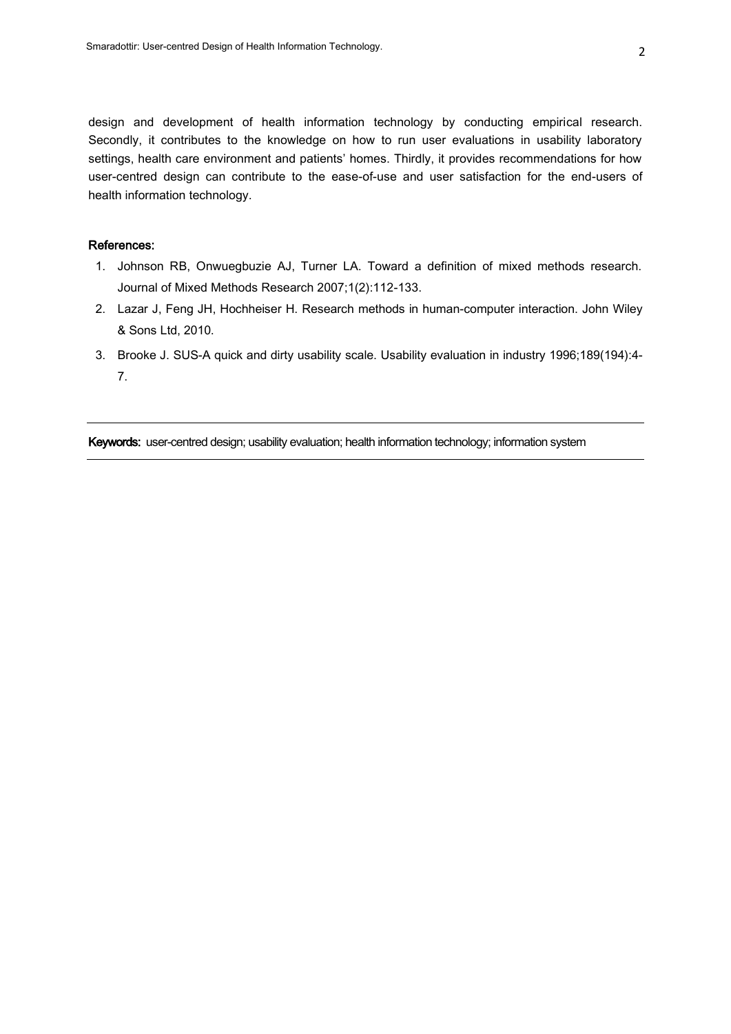design and development of health information technology by conducting empirical research. Secondly, it contributes to the knowledge on how to run user evaluations in usability laboratory settings, health care environment and patients' homes. Thirdly, it provides recommendations for how user-centred design can contribute to the ease-of-use and user satisfaction for the end-users of health information technology.

**References:**

1. Johnson RB, Onwuegbuzie AJ, Turner LA. Toward a definition of mixed methods research. Journal of Mixed Methods Research 2007;1(2):112-133.
2. Lazar J, Feng JH, Hochheiser H. Research methods in human-computer interaction. John Wiley & Sons Ltd, 2010.
3. Brooke J. SUS-A quick and dirty usability scale. Usability evaluation in industry 1996;189(194):4-7.

---

**Keywords:** user-centred design; usability evaluation; health information technology; information system

---